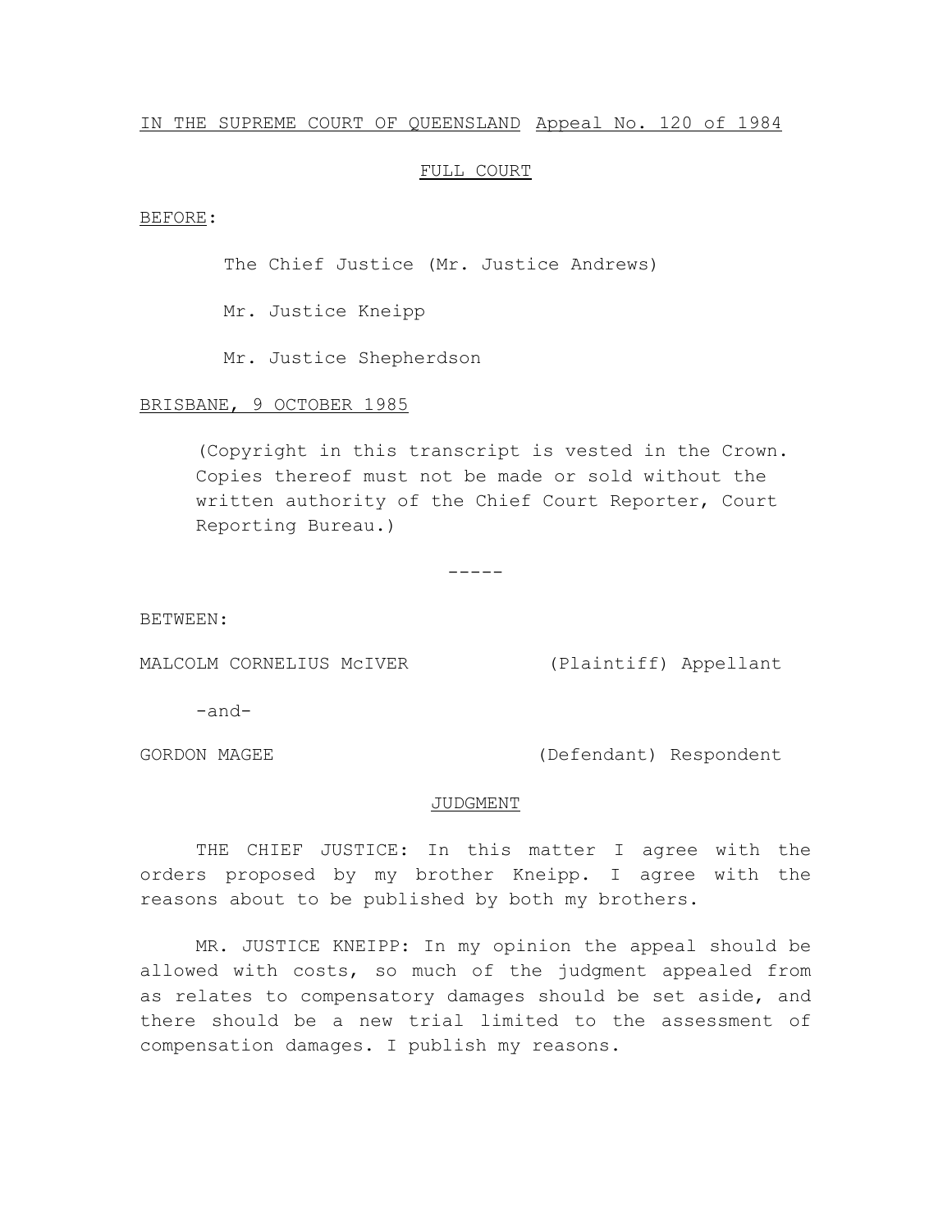IN THE SUPREME COURT OF QUEENSLAND Appeal No. 120 of 1984

FULL COURT

BEFORE:

The Chief Justice (Mr. Justice Andrews)

Mr. Justice Kneipp

Mr. Justice Shepherdson

BRISBANE, 9 OCTOBER 1985

(Copyright in this transcript is vested in the Crown. Copies thereof must not be made or sold without the written authority of the Chief Court Reporter, Court Reporting Bureau.)

-----

BETWEEN:

MALCOLM CORNELIUS McIVER (Plaintiff) Appellant

-and-

GORDON MAGEE (Defendant) Respondent

JUDGMENT

THE CHIEF JUSTICE: In this matter I agree with the orders proposed by my brother Kneipp. I agree with the reasons about to be published by both my brothers.

MR. JUSTICE KNEIPP: In my opinion the appeal should be allowed with costs, so much of the judgment appealed from as relates to compensatory damages should be set aside, and there should be a new trial limited to the assessment of compensation damages. I publish my reasons.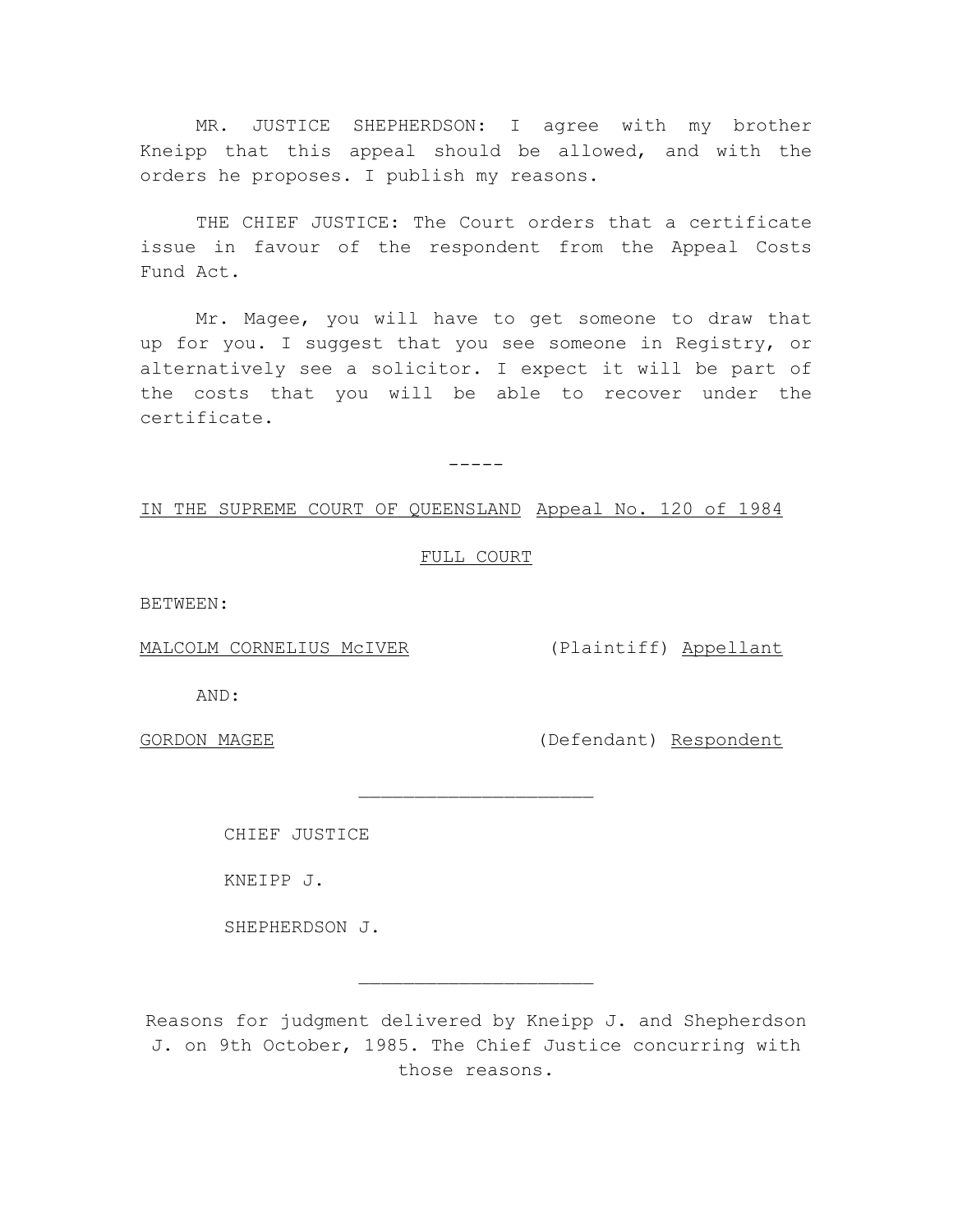MR. JUSTICE SHEPHERDSON: I agree with my brother Kneipp that this appeal should be allowed, and with the orders he proposes. I publish my reasons.

THE CHIEF JUSTICE: The Court orders that a certificate issue in favour of the respondent from the Appeal Costs Fund Act.

Mr. Magee, you will have to get someone to draw that up for you. I suggest that you see someone in Registry, or alternatively see a solicitor. I expect it will be part of the costs that you will be able to recover under the certificate.

-----

IN THE SUPREME COURT OF QUEENSLAND Appeal No. 120 of 1984

FULL COURT

BETWEEN:

MALCOLM CORNELIUS McIVER (Plaintiff) Appellant

AND:

GORDON MAGEE (Defendant) Respondent

---

CHIEF JUSTICE

KNEIPP J.

SHEPHERDSON J.

---

Reasons for judgment delivered by Kneipp J. and Shepherdson J. on 9th October, 1985. The Chief Justice concurring with those reasons.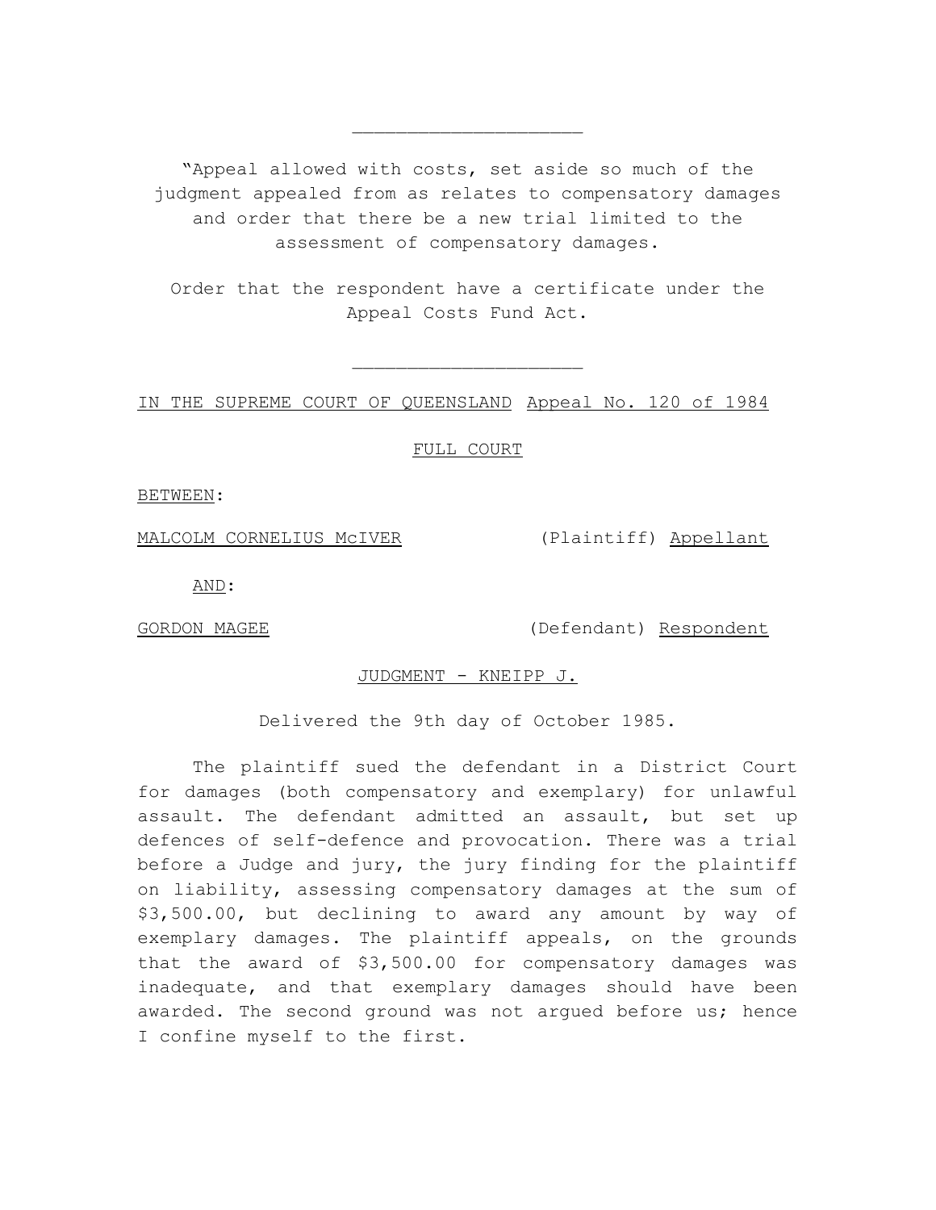---

"Appeal allowed with costs, set aside so much of the judgment appealed from as relates to compensatory damages and order that there be a new trial limited to the assessment of compensatory damages.

Order that the respondent have a certificate under the Appeal Costs Fund Act.

---

IN THE SUPREME COURT OF QUEENSLAND Appeal No. 120 of 1984

FULL COURT

BETWEEN:

MALCOLM CORNELIUS McIVER (Plaintiff) Appellant

AND:

GORDON MAGEE (Defendant) Respondent

JUDGMENT - KNEIPP J.

Delivered the 9th day of October 1985.

The plaintiff sued the defendant in a District Court for damages (both compensatory and exemplary) for unlawful assault. The defendant admitted an assault, but set up defences of self-defence and provocation. There was a trial before a Judge and jury, the jury finding for the plaintiff on liability, assessing compensatory damages at the sum of $3,500.00, but declining to award any amount by way of exemplary damages. The plaintiff appeals, on the grounds that the award of $3,500.00 for compensatory damages was inadequate, and that exemplary damages should have been awarded. The second ground was not argued before us; hence I confine myself to the first.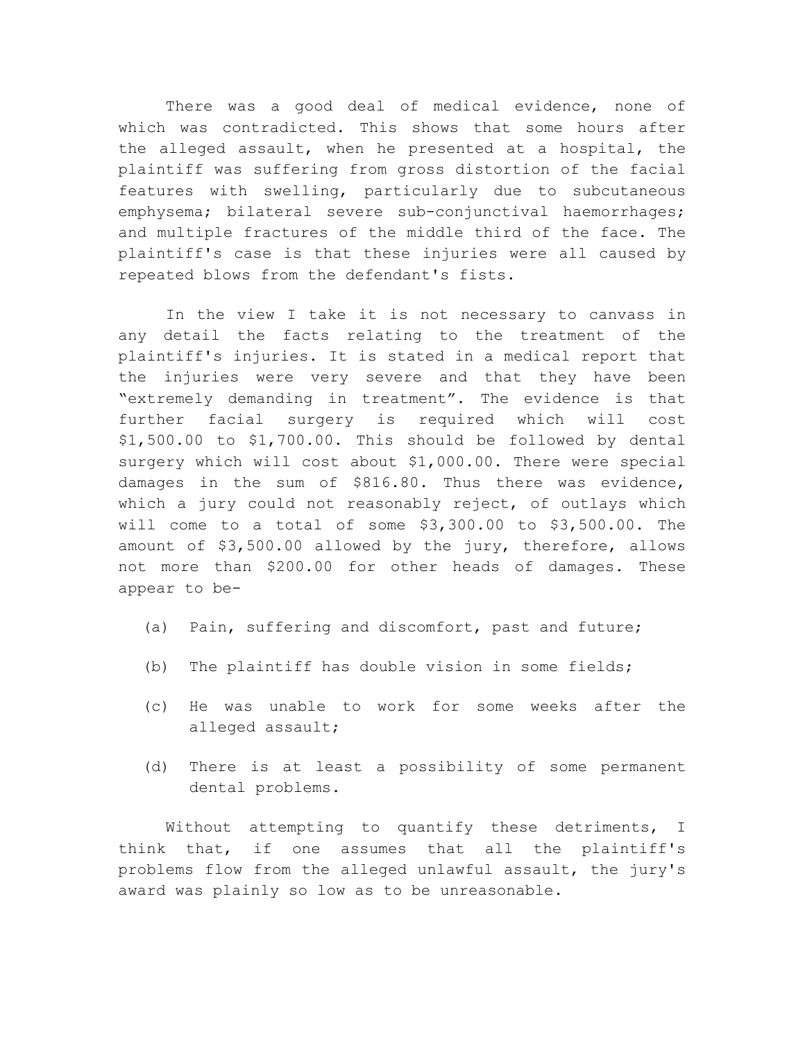There was a good deal of medical evidence, none of which was contradicted. This shows that some hours after the alleged assault, when he presented at a hospital, the plaintiff was suffering from gross distortion of the facial features with swelling, particularly due to subcutaneous emphysema; bilateral severe sub-conjunctival haemorrhages; and multiple fractures of the middle third of the face. The plaintiff's case is that these injuries were all caused by repeated blows from the defendant's fists.

In the view I take it is not necessary to canvass in any detail the facts relating to the treatment of the plaintiff's injuries. It is stated in a medical report that the injuries were very severe and that they have been "extremely demanding in treatment". The evidence is that further facial surgery is required which will cost \$1,500.00 to \$1,700.00. This should be followed by dental surgery which will cost about \$1,000.00. There were special damages in the sum of \$816.80. Thus there was evidence, which a jury could not reasonably reject, of outlays which will come to a total of some \$3,300.00 to \$3,500.00. The amount of \$3,500.00 allowed by the jury, therefore, allows not more than \$200.00 for other heads of damages. These appear to be-

(a) Pain, suffering and discomfort, past and future;

(b) The plaintiff has double vision in some fields;

(c) He was unable to work for some weeks after the alleged assault;

(d) There is at least a possibility of some permanent dental problems.

Without attempting to quantify these detriments, I think that, if one assumes that all the plaintiff's problems flow from the alleged unlawful assault, the jury's award was plainly so low as to be unreasonable.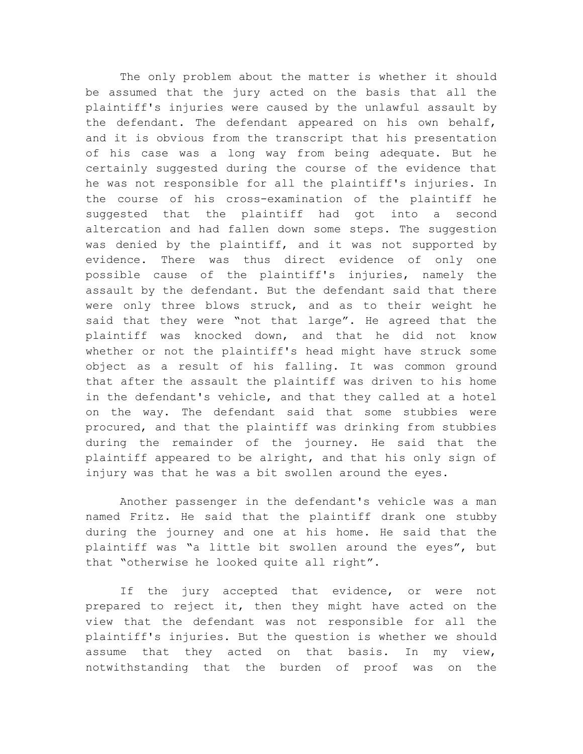The only problem about the matter is whether it should be assumed that the jury acted on the basis that all the plaintiff's injuries were caused by the unlawful assault by the defendant. The defendant appeared on his own behalf, and it is obvious from the transcript that his presentation of his case was a long way from being adequate. But he certainly suggested during the course of the evidence that he was not responsible for all the plaintiff's injuries. In the course of his cross-examination of the plaintiff he suggested that the plaintiff had got into a second altercation and had fallen down some steps. The suggestion was denied by the plaintiff, and it was not supported by evidence. There was thus direct evidence of only one possible cause of the plaintiff's injuries, namely the assault by the defendant. But the defendant said that there were only three blows struck, and as to their weight he said that they were "not that large". He agreed that the plaintiff was knocked down, and that he did not know whether or not the plaintiff's head might have struck some object as a result of his falling. It was common ground that after the assault the plaintiff was driven to his home in the defendant's vehicle, and that they called at a hotel on the way. The defendant said that some stubbies were procured, and that the plaintiff was drinking from stubbies during the remainder of the journey. He said that the plaintiff appeared to be alright, and that his only sign of injury was that he was a bit swollen around the eyes.

Another passenger in the defendant's vehicle was a man named Fritz. He said that the plaintiff drank one stubby during the journey and one at his home. He said that the plaintiff was "a little bit swollen around the eyes", but that "otherwise he looked quite all right".

If the jury accepted that evidence, or were not prepared to reject it, then they might have acted on the view that the defendant was not responsible for all the plaintiff's injuries. But the question is whether we should assume that they acted on that basis. In my view, notwithstanding that the burden of proof was on the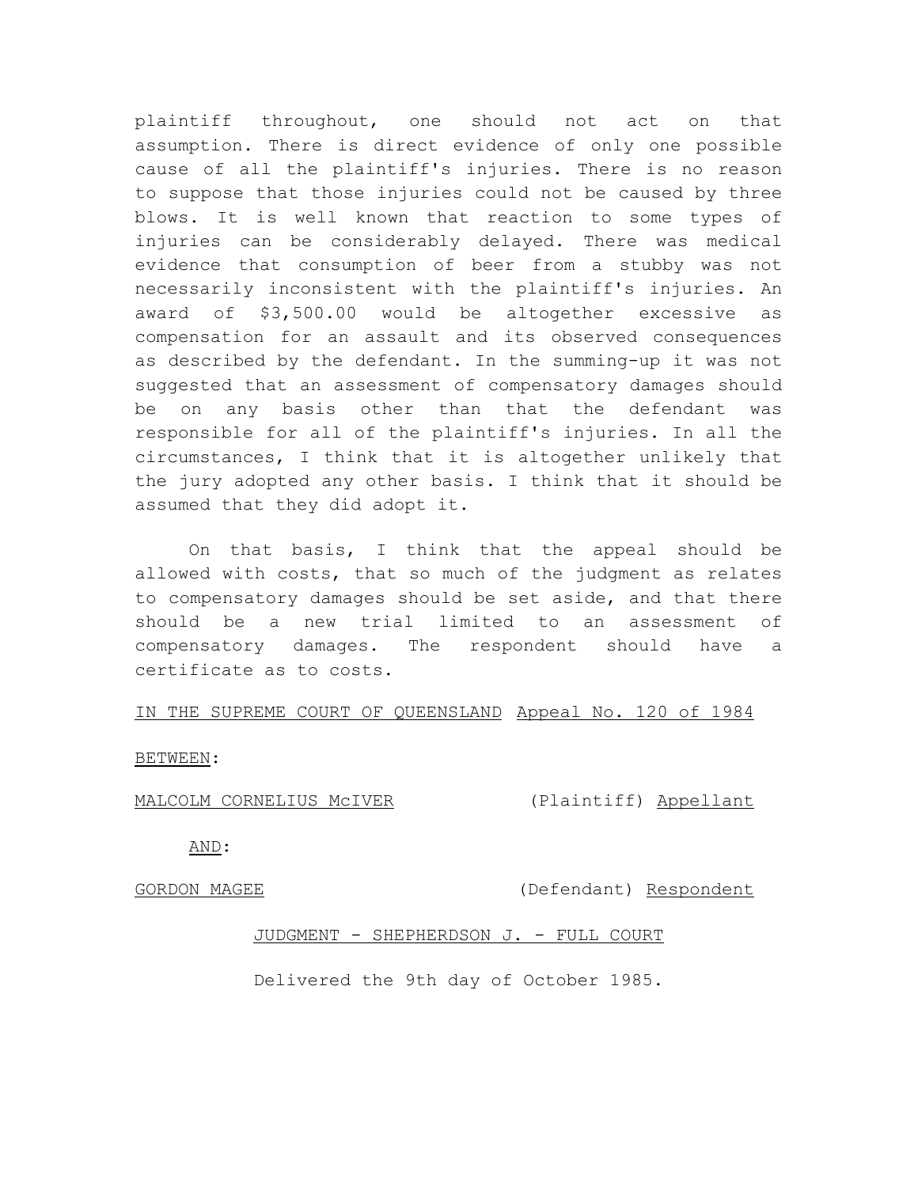plaintiff throughout, one should not act on that assumption. There is direct evidence of only one possible cause of all the plaintiff's injuries. There is no reason to suppose that those injuries could not be caused by three blows. It is well known that reaction to some types of injuries can be considerably delayed. There was medical evidence that consumption of beer from a stubby was not necessarily inconsistent with the plaintiff's injuries. An award of $3,500.00 would be altogether excessive as compensation for an assault and its observed consequences as described by the defendant. In the summing-up it was not suggested that an assessment of compensatory damages should be on any basis other than that the defendant was responsible for all of the plaintiff's injuries. In all the circumstances, I think that it is altogether unlikely that the jury adopted any other basis. I think that it should be assumed that they did adopt it.

On that basis, I think that the appeal should be allowed with costs, that so much of the judgment as relates to compensatory damages should be set aside, and that there should be a new trial limited to an assessment of compensatory damages. The respondent should have a certificate as to costs.

IN THE SUPREME COURT OF QUEENSLAND Appeal No. 120 of 1984

BETWEEN:

MALCOLM CORNELIUS McIVER (Plaintiff) Appellant

AND:

GORDON MAGEE (Defendant) Respondent

JUDGMENT - SHEPHERDSON J. - FULL COURT

Delivered the 9th day of October 1985.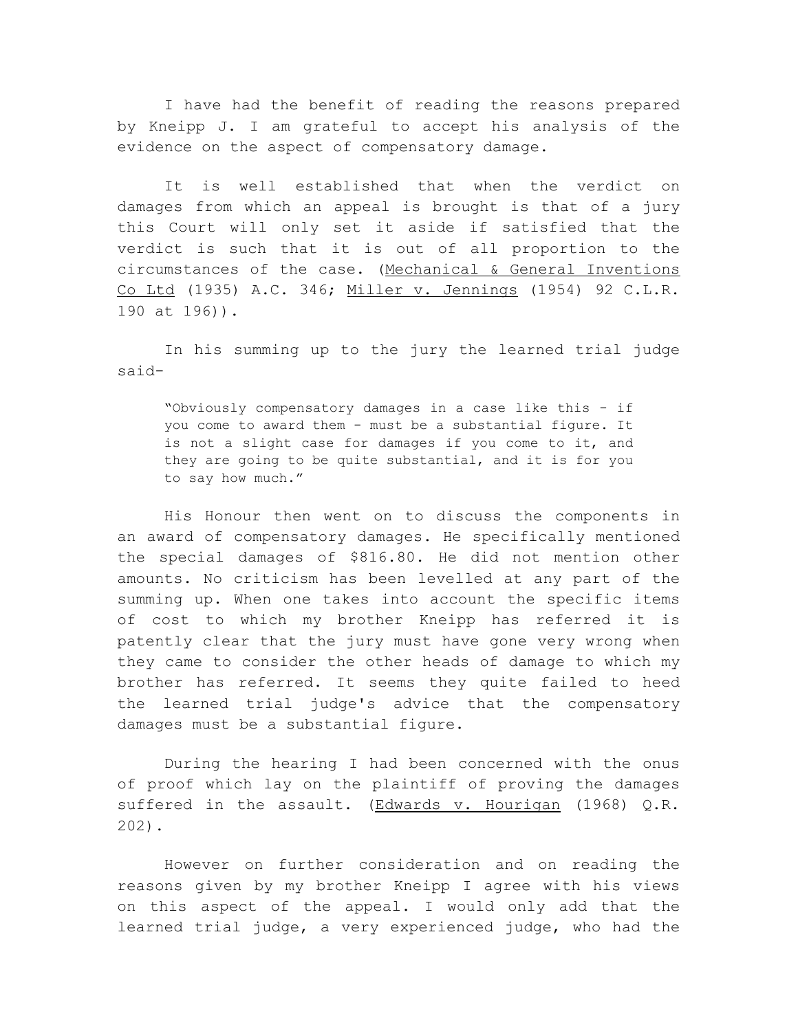I have had the benefit of reading the reasons prepared by Kneipp J. I am grateful to accept his analysis of the evidence on the aspect of compensatory damage.

It is well established that when the verdict on damages from which an appeal is brought is that of a jury this Court will only set it aside if satisfied that the verdict is such that it is out of all proportion to the circumstances of the case. (Mechanical & General Inventions Co Ltd (1935) A.C. 346; Miller v. Jennings (1954) 92 C.L.R. 190 at 196)).

In his summing up to the jury the learned trial judge said-

> "Obviously compensatory damages in a case like this - if you come to award them - must be a substantial figure. It is not a slight case for damages if you come to it, and they are going to be quite substantial, and it is for you to say how much."

His Honour then went on to discuss the components in an award of compensatory damages. He specifically mentioned the special damages of $816.80. He did not mention other amounts. No criticism has been levelled at any part of the summing up. When one takes into account the specific items of cost to which my brother Kneipp has referred it is patently clear that the jury must have gone very wrong when they came to consider the other heads of damage to which my brother has referred. It seems they quite failed to heed the learned trial judge's advice that the compensatory damages must be a substantial figure.

During the hearing I had been concerned with the onus of proof which lay on the plaintiff of proving the damages suffered in the assault. (Edwards v. Hourigan (1968) Q.R. 202).

However on further consideration and on reading the reasons given by my brother Kneipp I agree with his views on this aspect of the appeal. I would only add that the learned trial judge, a very experienced judge, who had the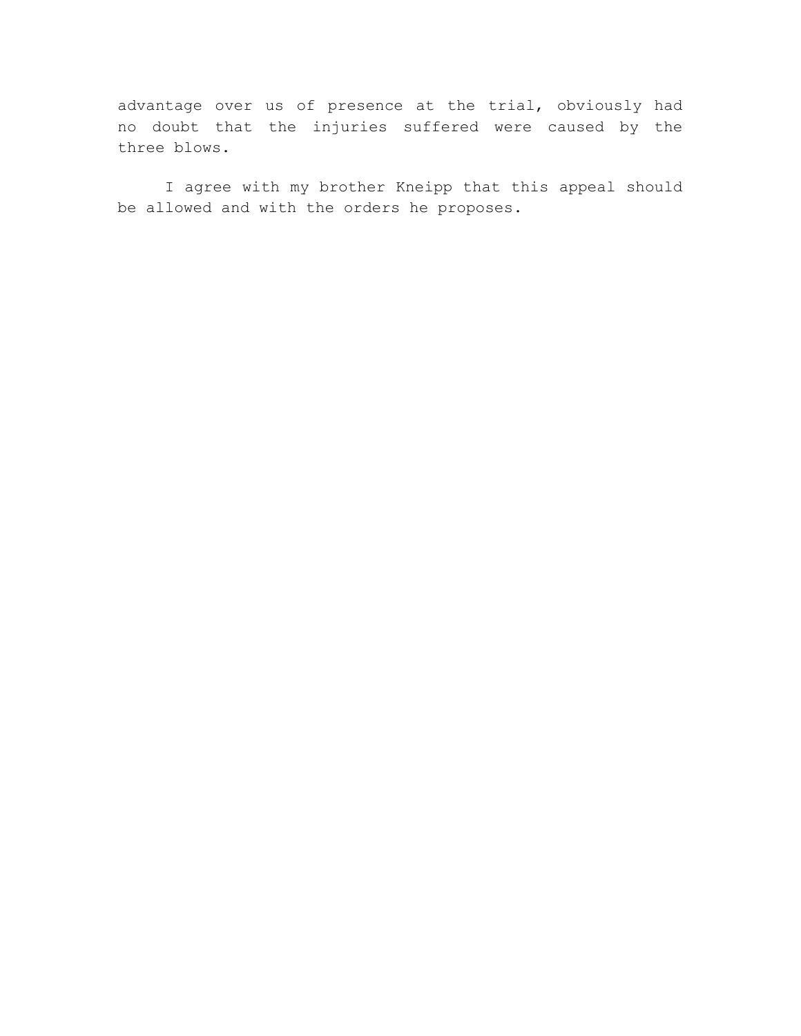advantage over us of presence at the trial, obviously had no doubt that the injuries suffered were caused by the three blows.

I agree with my brother Kneipp that this appeal should be allowed and with the orders he proposes.